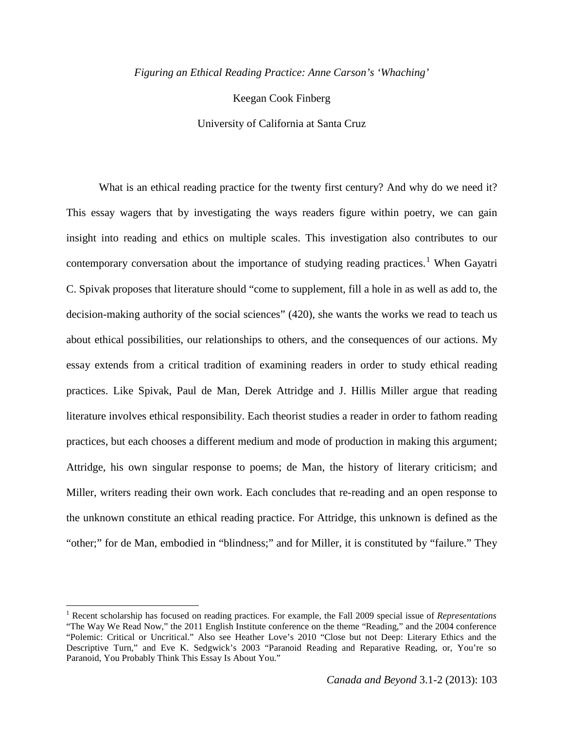*Figuring an Ethical Reading Practice: Anne Carson's 'Whaching'*

Keegan Cook Finberg

University of California at Santa Cruz

What is an ethical reading practice for the twenty first century? And why do we need it? This essay wagers that by investigating the ways readers figure within poetry, we can gain insight into reading and ethics on multiple scales. This investigation also contributes to our contemporary conversation about the importance of studying reading practices.[1] When Gayatri C. Spivak proposes that literature should "come to supplement, fill a hole in as well as add to, the decision-making authority of the social sciences" (420), she wants the works we read to teach us about ethical possibilities, our relationships to others, and the consequences of our actions. My essay extends from a critical tradition of examining readers in order to study ethical reading practices. Like Spivak, Paul de Man, Derek Attridge and J. Hillis Miller argue that reading literature involves ethical responsibility. Each theorist studies a reader in order to fathom reading practices, but each chooses a different medium and mode of production in making this argument; Attridge, his own singular response to poems; de Man, the history of literary criticism; and Miller, writers reading their own work. Each concludes that re-reading and an open response to the unknown constitute an ethical reading practice. For Attridge, this unknown is defined as the "other;" for de Man, embodied in "blindness;" and for Miller, it is constituted by "failure." They

[1] Recent scholarship has focused on reading practices. For example, the Fall 2009 special issue of *Representations* "The Way We Read Now," the 2011 English Institute conference on the theme "Reading," and the 2004 conference "Polemic: Critical or Uncritical." Also see Heather Love's 2010 "Close but not Deep: Literary Ethics and the Descriptive Turn," and Eve K. Sedgwick's 2003 "Paranoid Reading and Reparative Reading, or, You're so Paranoid, You Probably Think This Essay Is About You."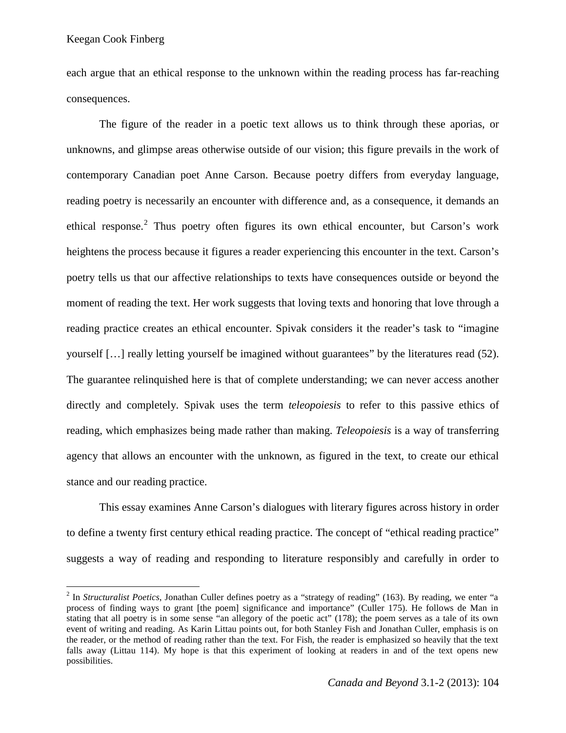each argue that an ethical response to the unknown within the reading process has far-reaching consequences.

The figure of the reader in a poetic text allows us to think through these aporias, or unknowns, and glimpse areas otherwise outside of our vision; this figure prevails in the work of contemporary Canadian poet Anne Carson. Because poetry differs from everyday language, reading poetry is necessarily an encounter with difference and, as a consequence, it demands an ethical response.[2] Thus poetry often figures its own ethical encounter, but Carson's work heightens the process because it figures a reader experiencing this encounter in the text. Carson's poetry tells us that our affective relationships to texts have consequences outside or beyond the moment of reading the text. Her work suggests that loving texts and honoring that love through a reading practice creates an ethical encounter. Spivak considers it the reader's task to "imagine yourself […] really letting yourself be imagined without guarantees" by the literatures read (52). The guarantee relinquished here is that of complete understanding; we can never access another directly and completely. Spivak uses the term *teleopoiesis* to refer to this passive ethics of reading, which emphasizes being made rather than making. *Teleopoiesis* is a way of transferring agency that allows an encounter with the unknown, as figured in the text, to create our ethical stance and our reading practice.

This essay examines Anne Carson's dialogues with literary figures across history in order to define a twenty first century ethical reading practice. The concept of "ethical reading practice" suggests a way of reading and responding to literature responsibly and carefully in order to

[2] In *Structuralist Poetics*, Jonathan Culler defines poetry as a "strategy of reading" (163). By reading, we enter "a process of finding ways to grant [the poem] significance and importance" (Culler 175). He follows de Man in stating that all poetry is in some sense "an allegory of the poetic act" (178); the poem serves as a tale of its own event of writing and reading. As Karin Littau points out, for both Stanley Fish and Jonathan Culler, emphasis is on the reader, or the method of reading rather than the text. For Fish, the reader is emphasized so heavily that the text falls away (Littau 114). My hope is that this experiment of looking at readers in and of the text opens new possibilities.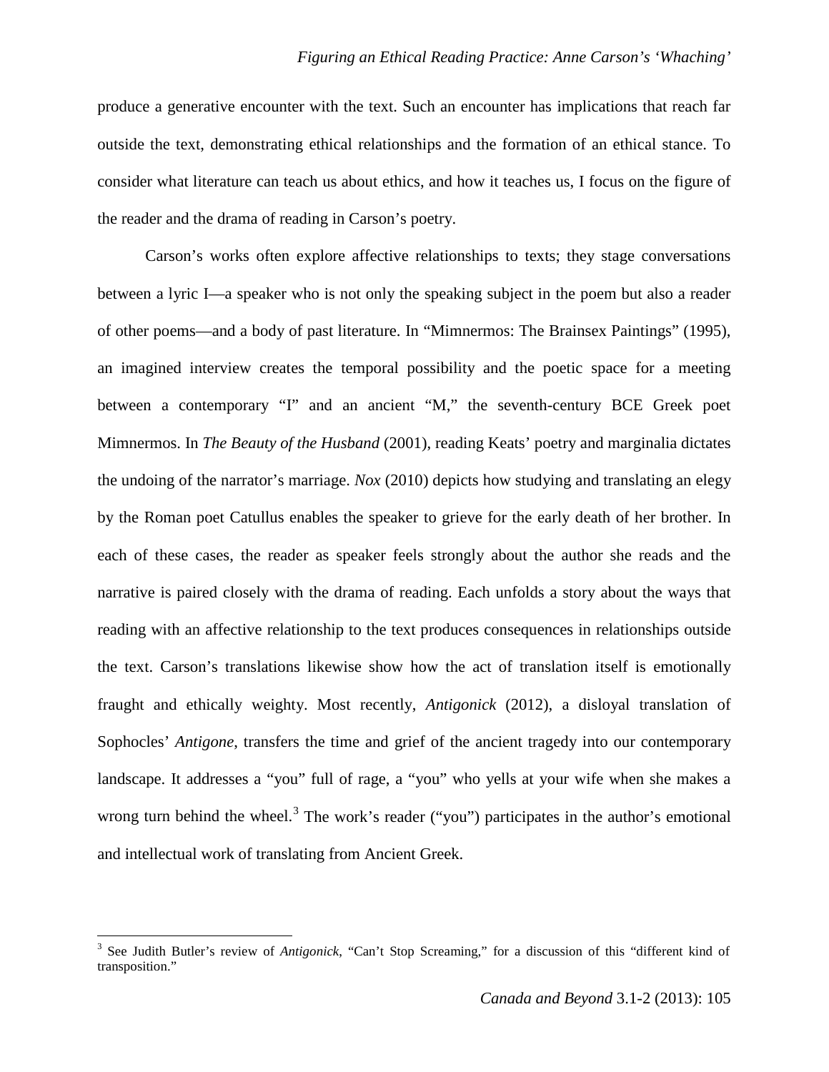produce a generative encounter with the text. Such an encounter has implications that reach far outside the text, demonstrating ethical relationships and the formation of an ethical stance. To consider what literature can teach us about ethics, and how it teaches us, I focus on the figure of the reader and the drama of reading in Carson's poetry.

Carson's works often explore affective relationships to texts; they stage conversations between a lyric I—a speaker who is not only the speaking subject in the poem but also a reader of other poems—and a body of past literature. In "Mimnermos: The Brainsex Paintings" (1995), an imagined interview creates the temporal possibility and the poetic space for a meeting between a contemporary "I" and an ancient "M," the seventh-century BCE Greek poet Mimnermos. In *The Beauty of the Husband* (2001), reading Keats' poetry and marginalia dictates the undoing of the narrator's marriage. *Nox* (2010) depicts how studying and translating an elegy by the Roman poet Catullus enables the speaker to grieve for the early death of her brother. In each of these cases, the reader as speaker feels strongly about the author she reads and the narrative is paired closely with the drama of reading. Each unfolds a story about the ways that reading with an affective relationship to the text produces consequences in relationships outside the text. Carson's translations likewise show how the act of translation itself is emotionally fraught and ethically weighty. Most recently, *Antigonick* (2012), a disloyal translation of Sophocles' *Antigone*, transfers the time and grief of the ancient tragedy into our contemporary landscape. It addresses a "you" full of rage, a "you" who yells at your wife when she makes a wrong turn behind the wheel.[3] The work's reader ("you") participates in the author's emotional and intellectual work of translating from Ancient Greek.

---

[3] See Judith Butler's review of *Antigonick,* "Can't Stop Screaming," for a discussion of this "different kind of transposition."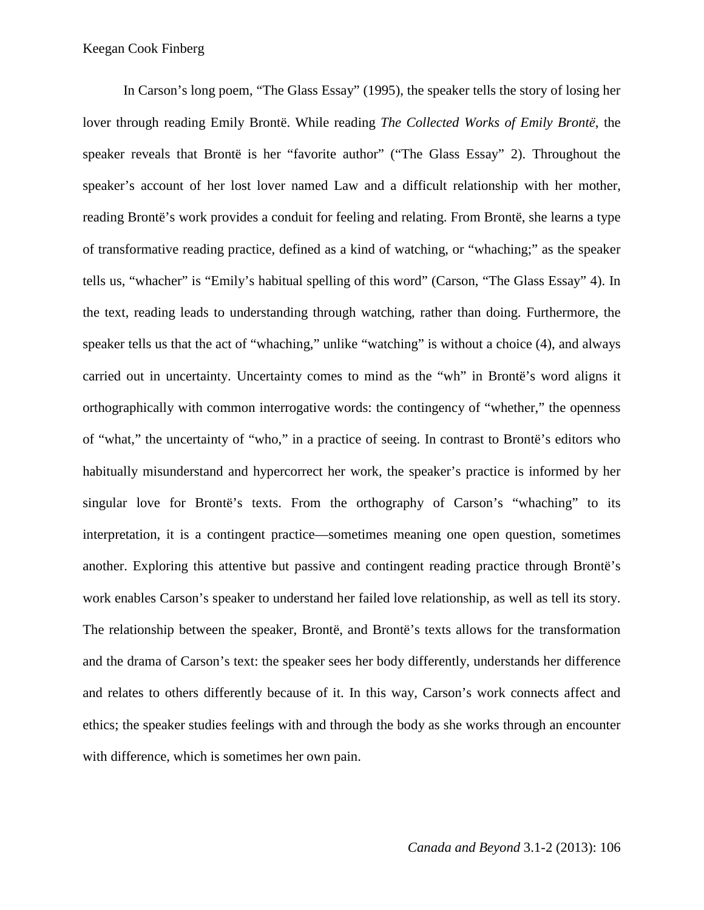In Carson's long poem, "The Glass Essay" (1995), the speaker tells the story of losing her lover through reading Emily Brontë. While reading *The Collected Works of Emily Brontë*, the speaker reveals that Brontë is her "favorite author" ("The Glass Essay" 2). Throughout the speaker's account of her lost lover named Law and a difficult relationship with her mother, reading Brontë's work provides a conduit for feeling and relating. From Brontë, she learns a type of transformative reading practice, defined as a kind of watching, or "whaching;" as the speaker tells us, "whacher" is "Emily's habitual spelling of this word" (Carson, "The Glass Essay" 4). In the text, reading leads to understanding through watching, rather than doing. Furthermore, the speaker tells us that the act of "whaching," unlike "watching" is without a choice (4), and always carried out in uncertainty. Uncertainty comes to mind as the "wh" in Brontë's word aligns it orthographically with common interrogative words: the contingency of "whether," the openness of "what," the uncertainty of "who," in a practice of seeing. In contrast to Brontë's editors who habitually misunderstand and hypercorrect her work, the speaker's practice is informed by her singular love for Brontë's texts. From the orthography of Carson's "whaching" to its interpretation, it is a contingent practice—sometimes meaning one open question, sometimes another. Exploring this attentive but passive and contingent reading practice through Brontë's work enables Carson's speaker to understand her failed love relationship, as well as tell its story. The relationship between the speaker, Brontë, and Brontë's texts allows for the transformation and the drama of Carson's text: the speaker sees her body differently, understands her difference and relates to others differently because of it. In this way, Carson's work connects affect and ethics; the speaker studies feelings with and through the body as she works through an encounter with difference, which is sometimes her own pain.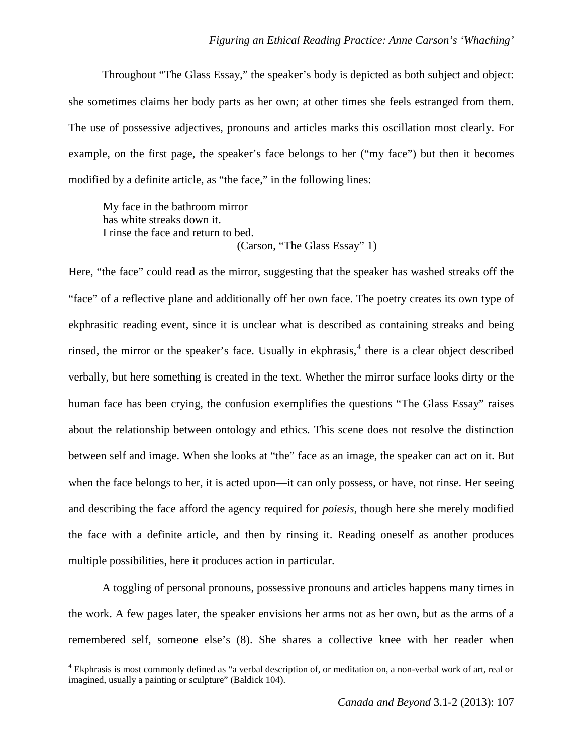Throughout "The Glass Essay," the speaker's body is depicted as both subject and object: she sometimes claims her body parts as her own; at other times she feels estranged from them. The use of possessive adjectives, pronouns and articles marks this oscillation most clearly. For example, on the first page, the speaker's face belongs to her ("my face") but then it becomes modified by a definite article, as "the face," in the following lines:

> My face in the bathroom mirror
> has white streaks down it.
> I rinse the face and return to bed.
> (Carson, "The Glass Essay" 1)

Here, "the face" could read as the mirror, suggesting that the speaker has washed streaks off the "face" of a reflective plane and additionally off her own face. The poetry creates its own type of ekphrasitic reading event, since it is unclear what is described as containing streaks and being rinsed, the mirror or the speaker's face. Usually in ekphrasis,[4] there is a clear object described verbally, but here something is created in the text. Whether the mirror surface looks dirty or the human face has been crying, the confusion exemplifies the questions "The Glass Essay" raises about the relationship between ontology and ethics. This scene does not resolve the distinction between self and image. When she looks at "the" face as an image, the speaker can act on it. But when the face belongs to her, it is acted upon—it can only possess, or have, not rinse. Her seeing and describing the face afford the agency required for *poiesis*, though here she merely modified the face with a definite article, and then by rinsing it. Reading oneself as another produces multiple possibilities, here it produces action in particular.

A toggling of personal pronouns, possessive pronouns and articles happens many times in the work. A few pages later, the speaker envisions her arms not as her own, but as the arms of a remembered self, someone else's (8). She shares a collective knee with her reader when

[4] Ekphrasis is most commonly defined as "a verbal description of, or meditation on, a non-verbal work of art, real or imagined, usually a painting or sculpture" (Baldick 104).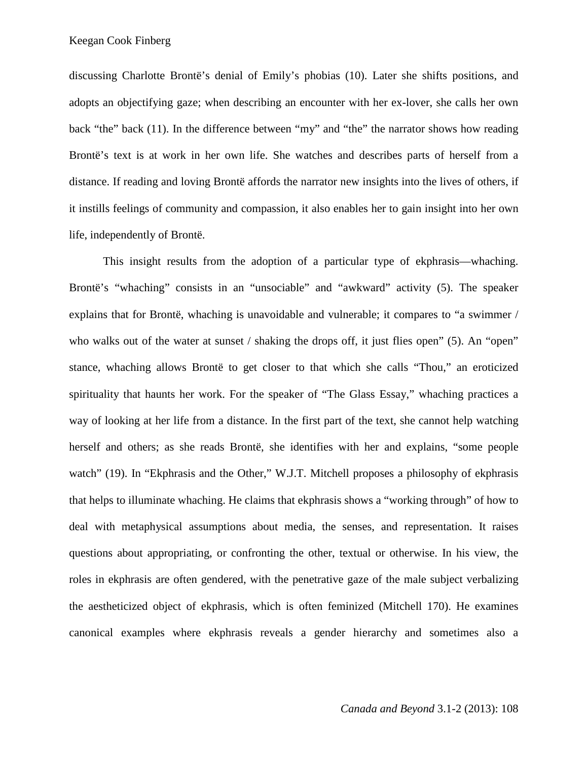discussing Charlotte Brontë's denial of Emily's phobias (10). Later she shifts positions, and adopts an objectifying gaze; when describing an encounter with her ex-lover, she calls her own back "the" back (11). In the difference between "my" and "the" the narrator shows how reading Brontë's text is at work in her own life. She watches and describes parts of herself from a distance. If reading and loving Brontë affords the narrator new insights into the lives of others, if it instills feelings of community and compassion, it also enables her to gain insight into her own life, independently of Brontë.

This insight results from the adoption of a particular type of ekphrasis—whaching. Brontë's "whaching" consists in an "unsociable" and "awkward" activity (5). The speaker explains that for Brontë, whaching is unavoidable and vulnerable; it compares to "a swimmer / who walks out of the water at sunset / shaking the drops off, it just flies open" (5). An "open" stance, whaching allows Brontë to get closer to that which she calls "Thou," an eroticized spirituality that haunts her work. For the speaker of "The Glass Essay," whaching practices a way of looking at her life from a distance. In the first part of the text, she cannot help watching herself and others; as she reads Brontë, she identifies with her and explains, "some people watch" (19). In "Ekphrasis and the Other," W.J.T. Mitchell proposes a philosophy of ekphrasis that helps to illuminate whaching. He claims that ekphrasis shows a "working through" of how to deal with metaphysical assumptions about media, the senses, and representation. It raises questions about appropriating, or confronting the other, textual or otherwise. In his view, the roles in ekphrasis are often gendered, with the penetrative gaze of the male subject verbalizing the aestheticized object of ekphrasis, which is often feminized (Mitchell 170). He examines canonical examples where ekphrasis reveals a gender hierarchy and sometimes also a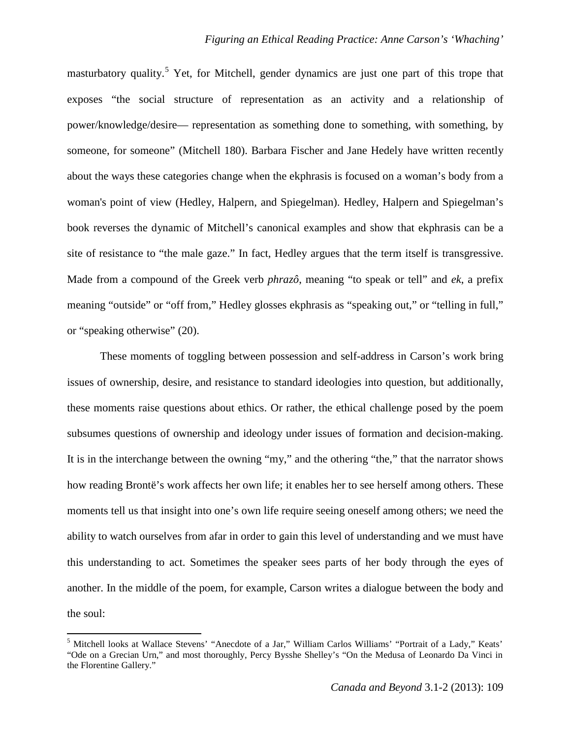masturbatory quality.[5] Yet, for Mitchell, gender dynamics are just one part of this trope that exposes "the social structure of representation as an activity and a relationship of power/knowledge/desire— representation as something done to something, with something, by someone, for someone" (Mitchell 180). Barbara Fischer and Jane Hedely have written recently about the ways these categories change when the ekphrasis is focused on a woman's body from a woman's point of view (Hedley, Halpern, and Spiegelman). Hedley, Halpern and Spiegelman's book reverses the dynamic of Mitchell's canonical examples and show that ekphrasis can be a site of resistance to "the male gaze." In fact, Hedley argues that the term itself is transgressive. Made from a compound of the Greek verb *phrazô*, meaning "to speak or tell" and *ek*, a prefix meaning "outside" or "off from," Hedley glosses ekphrasis as "speaking out," or "telling in full," or "speaking otherwise" (20).

These moments of toggling between possession and self-address in Carson's work bring issues of ownership, desire, and resistance to standard ideologies into question, but additionally, these moments raise questions about ethics. Or rather, the ethical challenge posed by the poem subsumes questions of ownership and ideology under issues of formation and decision-making. It is in the interchange between the owning "my," and the othering "the," that the narrator shows how reading Brontë's work affects her own life; it enables her to see herself among others. These moments tell us that insight into one's own life require seeing oneself among others; we need the ability to watch ourselves from afar in order to gain this level of understanding and we must have this understanding to act. Sometimes the speaker sees parts of her body through the eyes of another. In the middle of the poem, for example, Carson writes a dialogue between the body and the soul:

[5] Mitchell looks at Wallace Stevens' "Anecdote of a Jar," William Carlos Williams' "Portrait of a Lady," Keats' "Ode on a Grecian Urn," and most thoroughly, Percy Bysshe Shelley's "On the Medusa of Leonardo Da Vinci in the Florentine Gallery."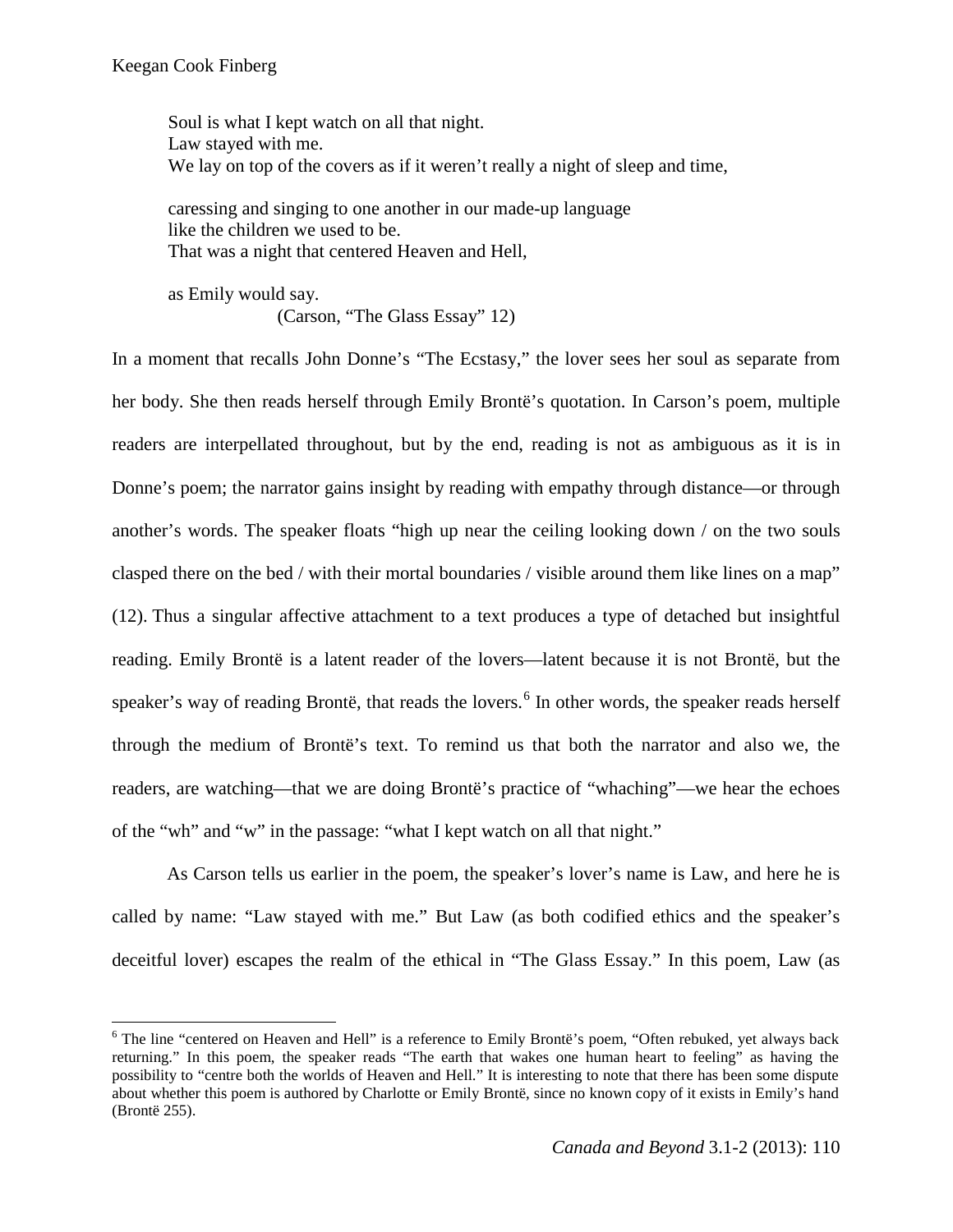> Soul is what I kept watch on all that night.
> Law stayed with me.
> We lay on top of the covers as if it weren't really a night of sleep and time,
>
> caressing and singing to one another in our made-up language
> like the children we used to be.
> That was a night that centered Heaven and Hell,
>
> as Emily would say.
> (Carson, "The Glass Essay" 12)

In a moment that recalls John Donne's "The Ecstasy," the lover sees her soul as separate from her body. She then reads herself through Emily Brontë's quotation. In Carson's poem, multiple readers are interpellated throughout, but by the end, reading is not as ambiguous as it is in Donne's poem; the narrator gains insight by reading with empathy through distance—or through another's words. The speaker floats "high up near the ceiling looking down / on the two souls clasped there on the bed / with their mortal boundaries / visible around them like lines on a map" (12). Thus a singular affective attachment to a text produces a type of detached but insightful reading. Emily Brontë is a latent reader of the lovers—latent because it is not Brontë, but the speaker's way of reading Brontë, that reads the lovers.[6] In other words, the speaker reads herself through the medium of Brontë's text. To remind us that both the narrator and also we, the readers, are watching—that we are doing Brontë's practice of "whaching"—we hear the echoes of the "wh" and "w" in the passage: "what I kept watch on all that night."

As Carson tells us earlier in the poem, the speaker's lover's name is Law, and here he is called by name: "Law stayed with me." But Law (as both codified ethics and the speaker's deceitful lover) escapes the realm of the ethical in "The Glass Essay." In this poem, Law (as

[6] The line "centered on Heaven and Hell" is a reference to Emily Brontë's poem, "Often rebuked, yet always back returning." In this poem, the speaker reads "The earth that wakes one human heart to feeling" as having the possibility to "centre both the worlds of Heaven and Hell." It is interesting to note that there has been some dispute about whether this poem is authored by Charlotte or Emily Brontë, since no known copy of it exists in Emily's hand (Brontë 255).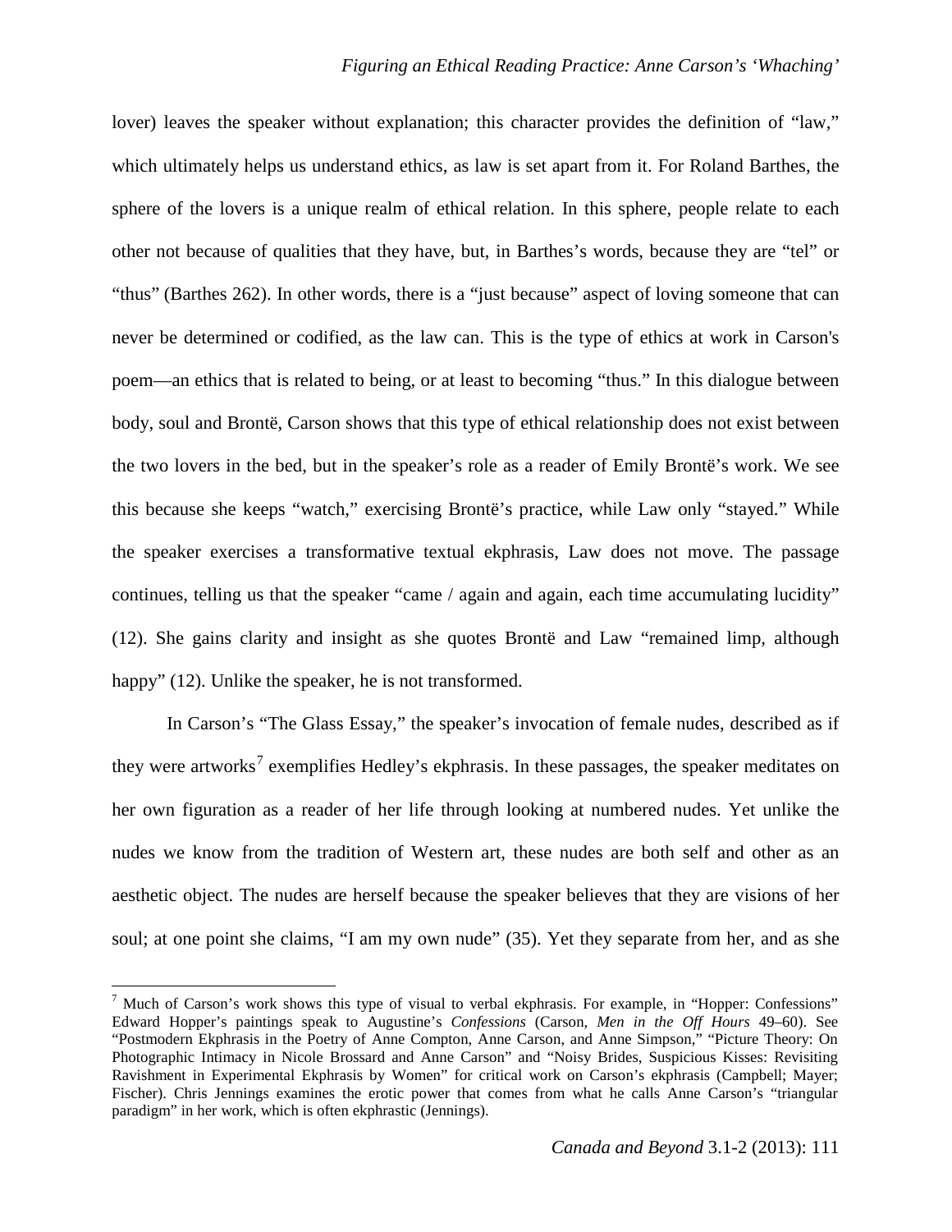lover) leaves the speaker without explanation; this character provides the definition of "law," which ultimately helps us understand ethics, as law is set apart from it. For Roland Barthes, the sphere of the lovers is a unique realm of ethical relation. In this sphere, people relate to each other not because of qualities that they have, but, in Barthes's words, because they are "tel" or "thus" (Barthes 262). In other words, there is a "just because" aspect of loving someone that can never be determined or codified, as the law can. This is the type of ethics at work in Carson's poem—an ethics that is related to being, or at least to becoming "thus." In this dialogue between body, soul and Brontë, Carson shows that this type of ethical relationship does not exist between the two lovers in the bed, but in the speaker's role as a reader of Emily Brontë's work. We see this because she keeps "watch," exercising Brontë's practice, while Law only "stayed." While the speaker exercises a transformative textual ekphrasis, Law does not move. The passage continues, telling us that the speaker "came / again and again, each time accumulating lucidity" (12). She gains clarity and insight as she quotes Brontë and Law "remained limp, although happy" (12). Unlike the speaker, he is not transformed.

In Carson's "The Glass Essay," the speaker's invocation of female nudes, described as if they were artworks[7] exemplifies Hedley's ekphrasis. In these passages, the speaker meditates on her own figuration as a reader of her life through looking at numbered nudes. Yet unlike the nudes we know from the tradition of Western art, these nudes are both self and other as an aesthetic object. The nudes are herself because the speaker believes that they are visions of her soul; at one point she claims, "I am my own nude" (35). Yet they separate from her, and as she

[7] Much of Carson's work shows this type of visual to verbal ekphrasis. For example, in "Hopper: Confessions" Edward Hopper's paintings speak to Augustine's *Confessions* (Carson, *Men in the Off Hours* 49–60). See "Postmodern Ekphrasis in the Poetry of Anne Compton, Anne Carson, and Anne Simpson," "Picture Theory: On Photographic Intimacy in Nicole Brossard and Anne Carson" and "Noisy Brides, Suspicious Kisses: Revisiting Ravishment in Experimental Ekphrasis by Women" for critical work on Carson's ekphrasis (Campbell; Mayer; Fischer). Chris Jennings examines the erotic power that comes from what he calls Anne Carson's "triangular paradigm" in her work, which is often ekphrastic (Jennings).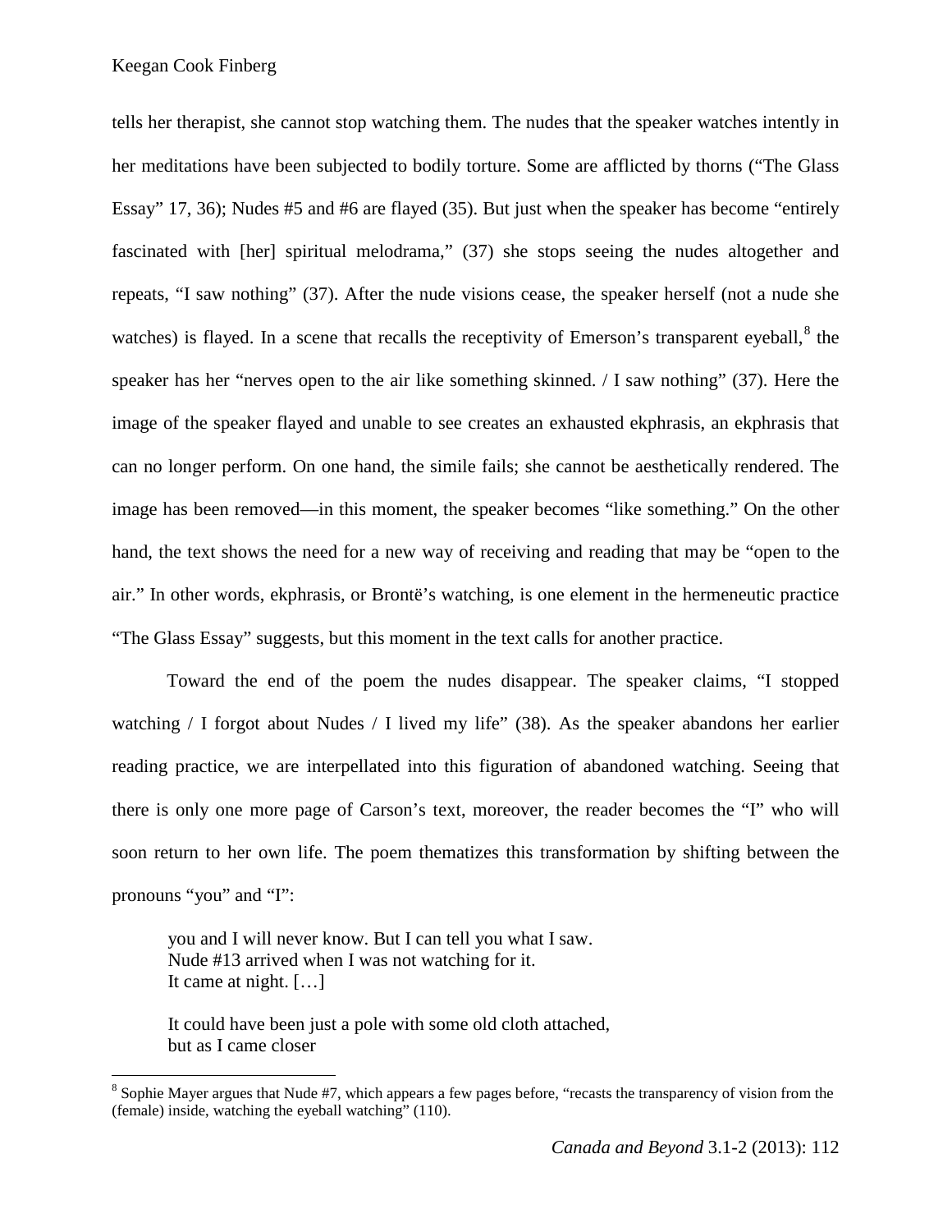tells her therapist, she cannot stop watching them. The nudes that the speaker watches intently in her meditations have been subjected to bodily torture. Some are afflicted by thorns ("The Glass Essay" 17, 36); Nudes #5 and #6 are flayed (35). But just when the speaker has become "entirely fascinated with [her] spiritual melodrama," (37) she stops seeing the nudes altogether and repeats, "I saw nothing" (37). After the nude visions cease, the speaker herself (not a nude she watches) is flayed. In a scene that recalls the receptivity of Emerson's transparent eyeball,[8] the speaker has her "nerves open to the air like something skinned. / I saw nothing" (37). Here the image of the speaker flayed and unable to see creates an exhausted ekphrasis, an ekphrasis that can no longer perform. On one hand, the simile fails; she cannot be aesthetically rendered. The image has been removed—in this moment, the speaker becomes "like something." On the other hand, the text shows the need for a new way of receiving and reading that may be "open to the air." In other words, ekphrasis, or Brontë's watching, is one element in the hermeneutic practice "The Glass Essay" suggests, but this moment in the text calls for another practice.

Toward the end of the poem the nudes disappear. The speaker claims, "I stopped watching / I forgot about Nudes / I lived my life" (38). As the speaker abandons her earlier reading practice, we are interpellated into this figuration of abandoned watching. Seeing that there is only one more page of Carson's text, moreover, the reader becomes the "I" who will soon return to her own life. The poem thematizes this transformation by shifting between the pronouns "you" and "I":

> you and I will never know. But I can tell you what I saw.
> Nude #13 arrived when I was not watching for it.
> It came at night. […]
>
> It could have been just a pole with some old cloth attached,
> but as I came closer

[8] Sophie Mayer argues that Nude #7, which appears a few pages before, "recasts the transparency of vision from the (female) inside, watching the eyeball watching" (110).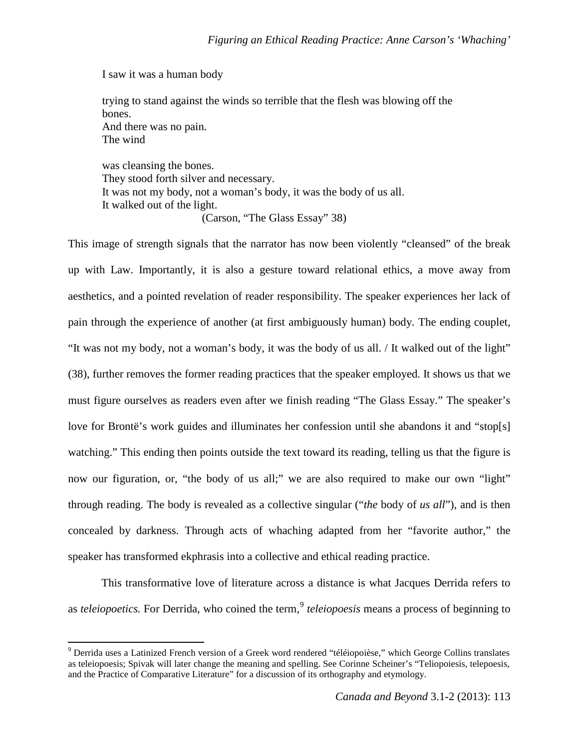> I saw it was a human body
>
> trying to stand against the winds so terrible that the flesh was blowing off the bones.
> And there was no pain.
> The wind
>
> was cleansing the bones.
> They stood forth silver and necessary.
> It was not my body, not a woman's body, it was the body of us all.
> It walked out of the light.
>
> (Carson, "The Glass Essay" 38)

This image of strength signals that the narrator has now been violently "cleansed" of the break up with Law. Importantly, it is also a gesture toward relational ethics, a move away from aesthetics, and a pointed revelation of reader responsibility. The speaker experiences her lack of pain through the experience of another (at first ambiguously human) body. The ending couplet, "It was not my body, not a woman's body, it was the body of us all. / It walked out of the light" (38), further removes the former reading practices that the speaker employed. It shows us that we must figure ourselves as readers even after we finish reading "The Glass Essay." The speaker's love for Brontë's work guides and illuminates her confession until she abandons it and "stop[s] watching." This ending then points outside the text toward its reading, telling us that the figure is now our figuration, or, "the body of us all;" we are also required to make our own "light" through reading. The body is revealed as a collective singular ("*the* body of *us all*"), and is then concealed by darkness. Through acts of whaching adapted from her "favorite author," the speaker has transformed ekphrasis into a collective and ethical reading practice.

This transformative love of literature across a distance is what Jacques Derrida refers to as *teleiopoetics.* For Derrida, who coined the term,[9] *teleiopoesis* means a process of beginning to

[9] Derrida uses a Latinized French version of a Greek word rendered "téléiopoièse," which George Collins translates as teleiopoesis; Spivak will later change the meaning and spelling. See Corinne Scheiner's "Teliopoiesis, telepoesis, and the Practice of Comparative Literature" for a discussion of its orthography and etymology.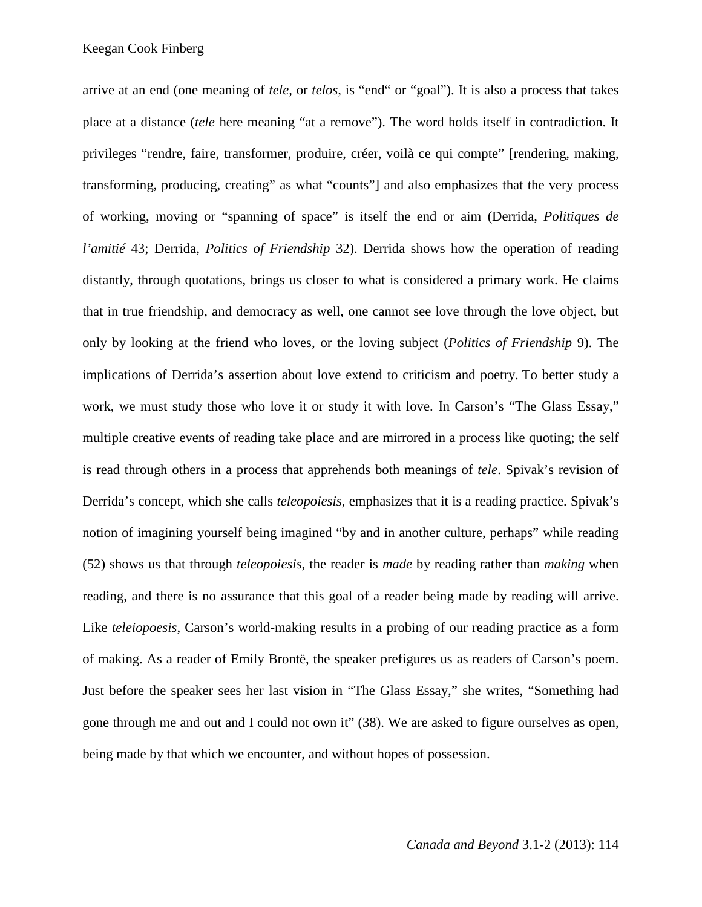arrive at an end (one meaning of *tele*, or *telos*, is "end" or "goal"). It is also a process that takes place at a distance (*tele* here meaning "at a remove"). The word holds itself in contradiction. It privileges "rendre, faire, transformer, produire, créer, voilà ce qui compte" [rendering, making, transforming, producing, creating" as what "counts"] and also emphasizes that the very process of working, moving or "spanning of space" is itself the end or aim (Derrida, *Politiques de l'amitié* 43; Derrida, *Politics of Friendship* 32). Derrida shows how the operation of reading distantly, through quotations, brings us closer to what is considered a primary work. He claims that in true friendship, and democracy as well, one cannot see love through the love object, but only by looking at the friend who loves, or the loving subject (*Politics of Friendship* 9). The implications of Derrida's assertion about love extend to criticism and poetry. To better study a work, we must study those who love it or study it with love. In Carson's "The Glass Essay," multiple creative events of reading take place and are mirrored in a process like quoting; the self is read through others in a process that apprehends both meanings of *tele*. Spivak's revision of Derrida's concept, which she calls *teleopoiesis*, emphasizes that it is a reading practice. Spivak's notion of imagining yourself being imagined "by and in another culture, perhaps" while reading (52) shows us that through *teleopoiesis*, the reader is *made* by reading rather than *making* when reading, and there is no assurance that this goal of a reader being made by reading will arrive. Like *teleiopoesis*, Carson's world-making results in a probing of our reading practice as a form of making. As a reader of Emily Brontë, the speaker prefigures us as readers of Carson's poem. Just before the speaker sees her last vision in "The Glass Essay," she writes, "Something had gone through me and out and I could not own it" (38). We are asked to figure ourselves as open, being made by that which we encounter, and without hopes of possession.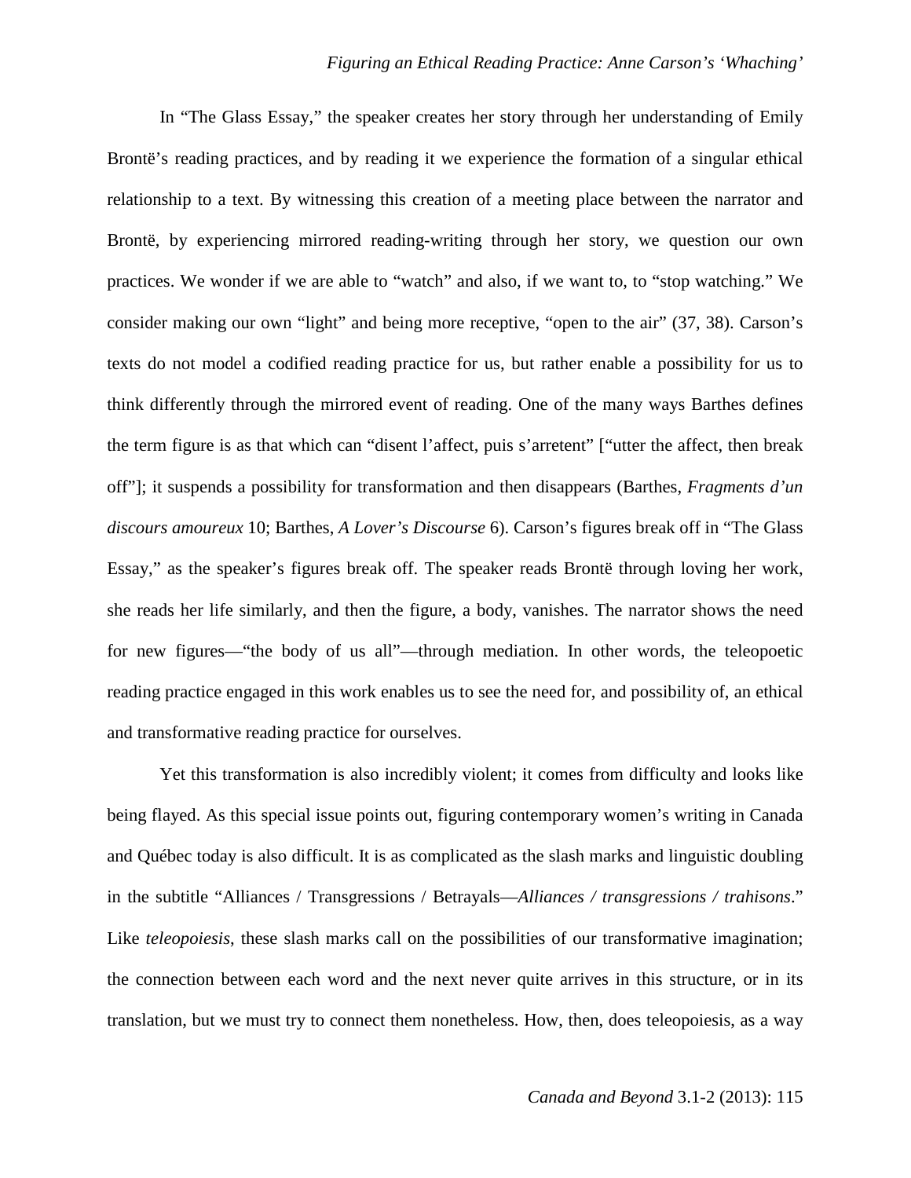In "The Glass Essay," the speaker creates her story through her understanding of Emily Brontë's reading practices, and by reading it we experience the formation of a singular ethical relationship to a text. By witnessing this creation of a meeting place between the narrator and Brontë, by experiencing mirrored reading-writing through her story, we question our own practices. We wonder if we are able to "watch" and also, if we want to, to "stop watching." We consider making our own "light" and being more receptive, "open to the air" (37, 38). Carson's texts do not model a codified reading practice for us, but rather enable a possibility for us to think differently through the mirrored event of reading. One of the many ways Barthes defines the term figure is as that which can "disent l'affect, puis s'arretent" ["utter the affect, then break off"]; it suspends a possibility for transformation and then disappears (Barthes, *Fragments d'un discours amoureux* 10; Barthes, *A Lover's Discourse* 6). Carson's figures break off in "The Glass Essay," as the speaker's figures break off. The speaker reads Brontë through loving her work, she reads her life similarly, and then the figure, a body, vanishes. The narrator shows the need for new figures—"the body of us all"—through mediation. In other words, the teleopoetic reading practice engaged in this work enables us to see the need for, and possibility of, an ethical and transformative reading practice for ourselves.

Yet this transformation is also incredibly violent; it comes from difficulty and looks like being flayed. As this special issue points out, figuring contemporary women's writing in Canada and Québec today is also difficult. It is as complicated as the slash marks and linguistic doubling in the subtitle "Alliances / Transgressions / Betrayals—*Alliances / transgressions / trahisons*." Like *teleopoiesis*, these slash marks call on the possibilities of our transformative imagination; the connection between each word and the next never quite arrives in this structure, or in its translation, but we must try to connect them nonetheless. How, then, does teleopoiesis, as a way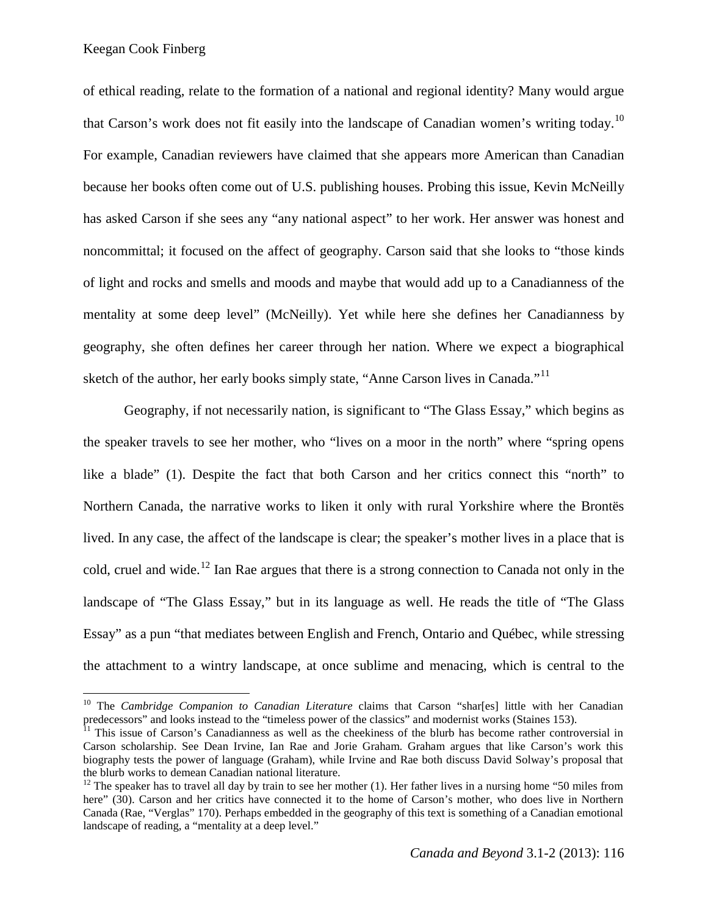of ethical reading, relate to the formation of a national and regional identity? Many would argue that Carson's work does not fit easily into the landscape of Canadian women's writing today.[10] For example, Canadian reviewers have claimed that she appears more American than Canadian because her books often come out of U.S. publishing houses. Probing this issue, Kevin McNeilly has asked Carson if she sees any "any national aspect" to her work. Her answer was honest and noncommittal; it focused on the affect of geography. Carson said that she looks to "those kinds of light and rocks and smells and moods and maybe that would add up to a Canadianness of the mentality at some deep level" (McNeilly). Yet while here she defines her Canadianness by geography, she often defines her career through her nation. Where we expect a biographical sketch of the author, her early books simply state, "Anne Carson lives in Canada."[11]

Geography, if not necessarily nation, is significant to "The Glass Essay," which begins as the speaker travels to see her mother, who "lives on a moor in the north" where "spring opens like a blade" (1). Despite the fact that both Carson and her critics connect this "north" to Northern Canada, the narrative works to liken it only with rural Yorkshire where the Brontës lived. In any case, the affect of the landscape is clear; the speaker's mother lives in a place that is cold, cruel and wide.[12] Ian Rae argues that there is a strong connection to Canada not only in the landscape of "The Glass Essay," but in its language as well. He reads the title of "The Glass Essay" as a pun "that mediates between English and French, Ontario and Québec, while stressing the attachment to a wintry landscape, at once sublime and menacing, which is central to the

---

[10] The *Cambridge Companion to Canadian Literature* claims that Carson "shar[es] little with her Canadian predecessors" and looks instead to the "timeless power of the classics" and modernist works (Staines 153).

[11] This issue of Carson's Canadianness as well as the cheekiness of the blurb has become rather controversial in Carson scholarship. See Dean Irvine, Ian Rae and Jorie Graham. Graham argues that like Carson's work this biography tests the power of language (Graham), while Irvine and Rae both discuss David Solway's proposal that the blurb works to demean Canadian national literature.

[12] The speaker has to travel all day by train to see her mother (1). Her father lives in a nursing home "50 miles from here" (30). Carson and her critics have connected it to the home of Carson's mother, who does live in Northern Canada (Rae, "Verglas" 170). Perhaps embedded in the geography of this text is something of a Canadian emotional landscape of reading, a "mentality at a deep level."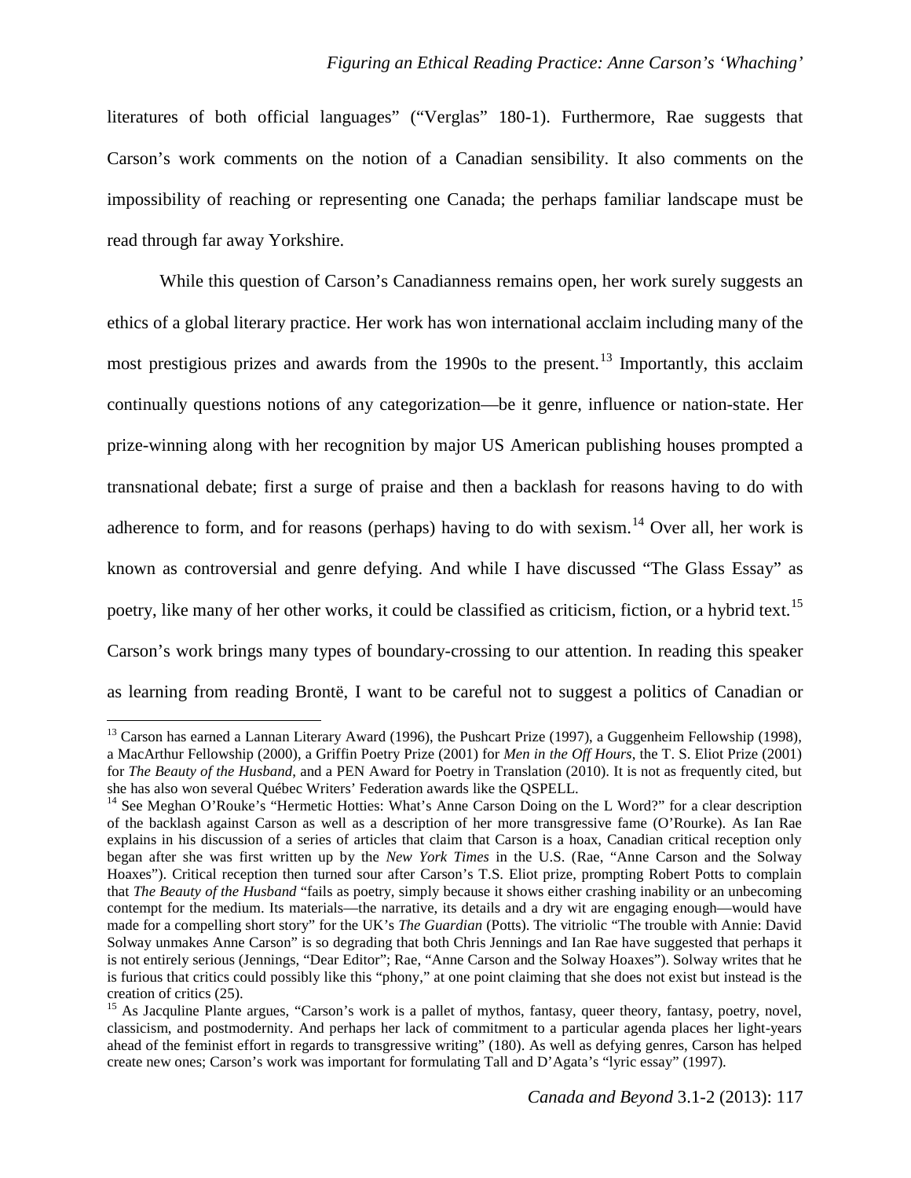literatures of both official languages" ("Verglas" 180-1). Furthermore, Rae suggests that Carson's work comments on the notion of a Canadian sensibility. It also comments on the impossibility of reaching or representing one Canada; the perhaps familiar landscape must be read through far away Yorkshire.

While this question of Carson's Canadianness remains open, her work surely suggests an ethics of a global literary practice. Her work has won international acclaim including many of the most prestigious prizes and awards from the 1990s to the present.[13] Importantly, this acclaim continually questions notions of any categorization—be it genre, influence or nation-state. Her prize-winning along with her recognition by major US American publishing houses prompted a transnational debate; first a surge of praise and then a backlash for reasons having to do with adherence to form, and for reasons (perhaps) having to do with sexism.[14] Over all, her work is known as controversial and genre defying. And while I have discussed "The Glass Essay" as poetry, like many of her other works, it could be classified as criticism, fiction, or a hybrid text.[15] Carson's work brings many types of boundary-crossing to our attention. In reading this speaker as learning from reading Brontë, I want to be careful not to suggest a politics of Canadian or

---

[13] Carson has earned a Lannan Literary Award (1996), the Pushcart Prize (1997), a Guggenheim Fellowship (1998), a MacArthur Fellowship (2000), a Griffin Poetry Prize (2001) for *Men in the Off Hours*, the T. S. Eliot Prize (2001) for *The Beauty of the Husband*, and a PEN Award for Poetry in Translation (2010). It is not as frequently cited, but she has also won several Québec Writers' Federation awards like the QSPELL.

[14] See Meghan O'Rouke's "Hermetic Hotties: What's Anne Carson Doing on the L Word?" for a clear description of the backlash against Carson as well as a description of her more transgressive fame (O'Rourke). As Ian Rae explains in his discussion of a series of articles that claim that Carson is a hoax, Canadian critical reception only began after she was first written up by the *New York Times* in the U.S. (Rae, "Anne Carson and the Solway Hoaxes"). Critical reception then turned sour after Carson's T.S. Eliot prize, prompting Robert Potts to complain that *The Beauty of the Husband* "fails as poetry, simply because it shows either crashing inability or an unbecoming contempt for the medium. Its materials—the narrative, its details and a dry wit are engaging enough—would have made for a compelling short story" for the UK's *The Guardian* (Potts). The vitriolic "The trouble with Annie: David Solway unmakes Anne Carson" is so degrading that both Chris Jennings and Ian Rae have suggested that perhaps it is not entirely serious (Jennings, "Dear Editor"; Rae, "Anne Carson and the Solway Hoaxes"). Solway writes that he is furious that critics could possibly like this "phony," at one point claiming that she does not exist but instead is the creation of critics (25).

[15] As Jacquline Plante argues, "Carson's work is a pallet of mythos, fantasy, queer theory, fantasy, poetry, novel, classicism, and postmodernity. And perhaps her lack of commitment to a particular agenda places her light-years ahead of the feminist effort in regards to transgressive writing" (180). As well as defying genres, Carson has helped create new ones; Carson's work was important for formulating Tall and D'Agata's "lyric essay" (1997).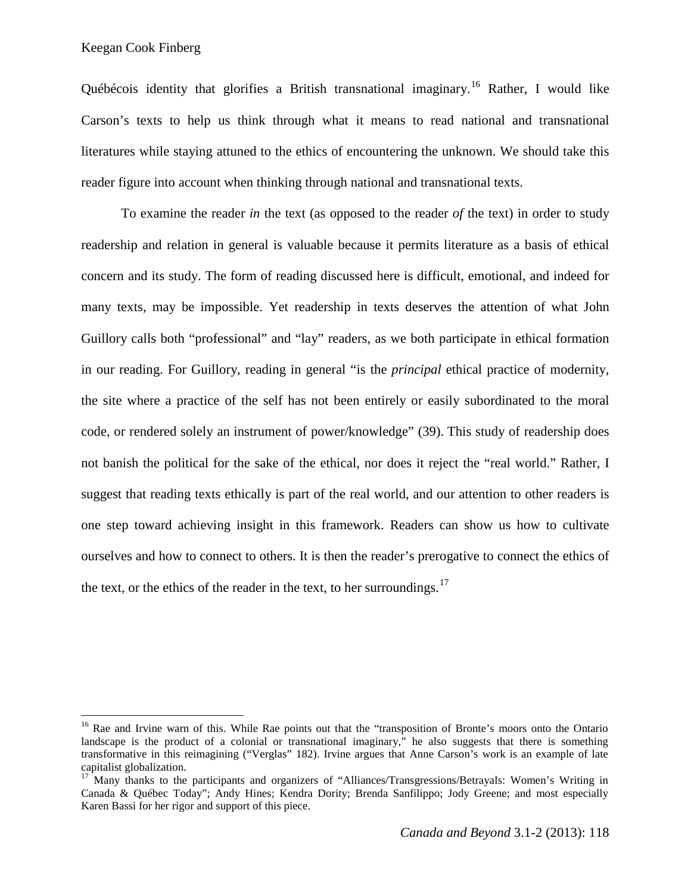Québécois identity that glorifies a British transnational imaginary.[16] Rather, I would like Carson's texts to help us think through what it means to read national and transnational literatures while staying attuned to the ethics of encountering the unknown. We should take this reader figure into account when thinking through national and transnational texts.

To examine the reader *in* the text (as opposed to the reader *of* the text) in order to study readership and relation in general is valuable because it permits literature as a basis of ethical concern and its study. The form of reading discussed here is difficult, emotional, and indeed for many texts, may be impossible. Yet readership in texts deserves the attention of what John Guillory calls both "professional" and "lay" readers, as we both participate in ethical formation in our reading. For Guillory, reading in general "is the *principal* ethical practice of modernity, the site where a practice of the self has not been entirely or easily subordinated to the moral code, or rendered solely an instrument of power/knowledge" (39). This study of readership does not banish the political for the sake of the ethical, nor does it reject the "real world." Rather, I suggest that reading texts ethically is part of the real world, and our attention to other readers is one step toward achieving insight in this framework. Readers can show us how to cultivate ourselves and how to connect to others. It is then the reader's prerogative to connect the ethics of the text, or the ethics of the reader in the text, to her surroundings.[17]

---

[16] Rae and Irvine warn of this. While Rae points out that the "transposition of Bronte's moors onto the Ontario landscape is the product of a colonial or transnational imaginary," he also suggests that there is something transformative in this reimagining ("Verglas" 182). Irvine argues that Anne Carson's work is an example of late capitalist globalization.

[17] Many thanks to the participants and organizers of "Alliances/Transgressions/Betrayals: Women's Writing in Canada & Québec Today"; Andy Hines; Kendra Dority; Brenda Sanfilippo; Jody Greene; and most especially Karen Bassi for her rigor and support of this piece.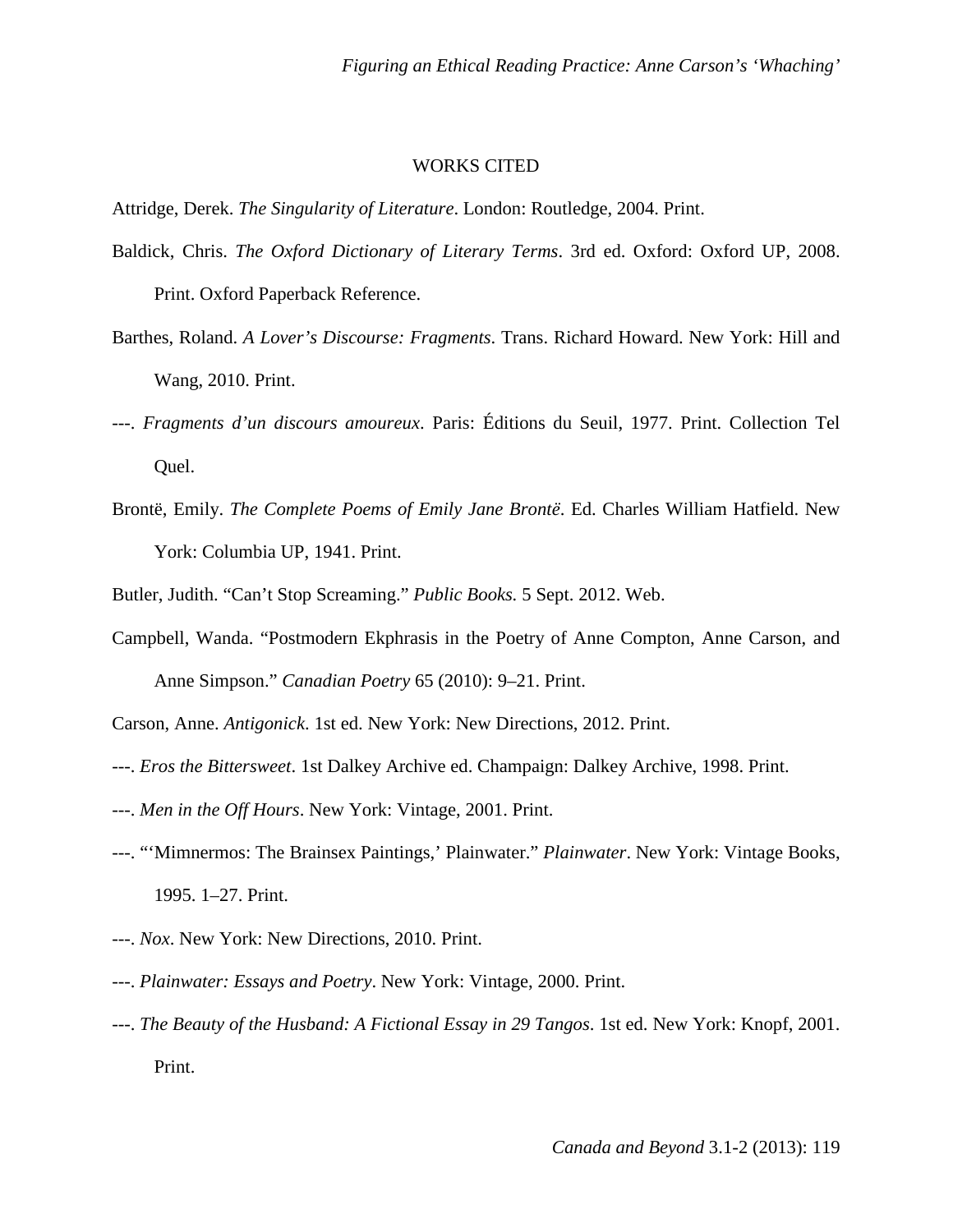## WORKS CITED

Attridge, Derek. *The Singularity of Literature*. London: Routledge, 2004. Print.

Baldick, Chris. *The Oxford Dictionary of Literary Terms*. 3rd ed. Oxford: Oxford UP, 2008. Print. Oxford Paperback Reference.

Barthes, Roland. *A Lover's Discourse: Fragments*. Trans. Richard Howard. New York: Hill and Wang, 2010. Print.

---. *Fragments d'un discours amoureux*. Paris: Éditions du Seuil, 1977. Print. Collection Tel Quel.

Brontë, Emily. *The Complete Poems of Emily Jane Brontë*. Ed. Charles William Hatfield. New York: Columbia UP, 1941. Print.

Butler, Judith. "Can't Stop Screaming." *Public Books.* 5 Sept. 2012. Web.

Campbell, Wanda. "Postmodern Ekphrasis in the Poetry of Anne Compton, Anne Carson, and Anne Simpson." *Canadian Poetry* 65 (2010): 9–21. Print.

Carson, Anne. *Antigonick*. 1st ed. New York: New Directions, 2012. Print.

---. *Eros the Bittersweet*. 1st Dalkey Archive ed. Champaign: Dalkey Archive, 1998. Print.

---. *Men in the Off Hours*. New York: Vintage, 2001. Print.

---. "'Mimnermos: The Brainsex Paintings,' Plainwater." *Plainwater*. New York: Vintage Books, 1995. 1–27. Print.

---. *Nox*. New York: New Directions, 2010. Print.

---. *Plainwater: Essays and Poetry*. New York: Vintage, 2000. Print.

---. *The Beauty of the Husband: A Fictional Essay in 29 Tangos*. 1st ed. New York: Knopf, 2001. Print.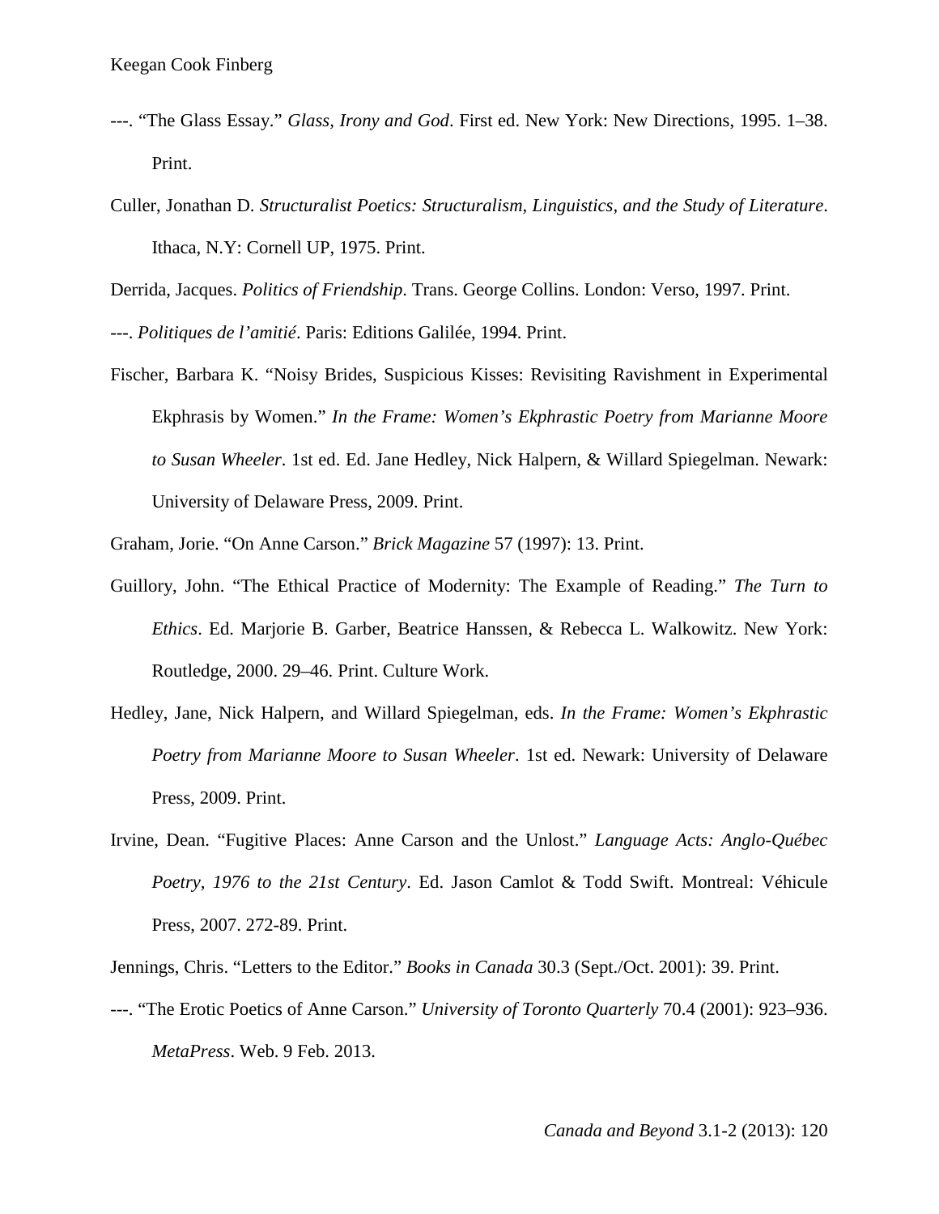---. "The Glass Essay." *Glass, Irony and God*. First ed. New York: New Directions, 1995. 1–38. Print.

Culler, Jonathan D. *Structuralist Poetics: Structuralism, Linguistics, and the Study of Literature*. Ithaca, N.Y: Cornell UP, 1975. Print.

Derrida, Jacques. *Politics of Friendship*. Trans. George Collins. London: Verso, 1997. Print.

---. *Politiques de l'amitié*. Paris: Editions Galilée, 1994. Print.

Fischer, Barbara K. "Noisy Brides, Suspicious Kisses: Revisiting Ravishment in Experimental Ekphrasis by Women." *In the Frame: Women's Ekphrastic Poetry from Marianne Moore to Susan Wheeler*. 1st ed. Ed. Jane Hedley, Nick Halpern, & Willard Spiegelman. Newark: University of Delaware Press, 2009. Print.

Graham, Jorie. "On Anne Carson." *Brick Magazine* 57 (1997): 13. Print.

Guillory, John. "The Ethical Practice of Modernity: The Example of Reading." *The Turn to Ethics*. Ed. Marjorie B. Garber, Beatrice Hanssen, & Rebecca L. Walkowitz. New York: Routledge, 2000. 29–46. Print. Culture Work.

Hedley, Jane, Nick Halpern, and Willard Spiegelman, eds. *In the Frame: Women's Ekphrastic Poetry from Marianne Moore to Susan Wheeler*. 1st ed. Newark: University of Delaware Press, 2009. Print.

Irvine, Dean. "Fugitive Places: Anne Carson and the Unlost." *Language Acts: Anglo-Québec Poetry, 1976 to the 21st Century*. Ed. Jason Camlot & Todd Swift. Montreal: Véhicule Press, 2007. 272-89. Print.

Jennings, Chris. "Letters to the Editor." *Books in Canada* 30.3 (Sept./Oct. 2001): 39. Print.

---. "The Erotic Poetics of Anne Carson." *University of Toronto Quarterly* 70.4 (2001): 923–936. *MetaPress*. Web. 9 Feb. 2013.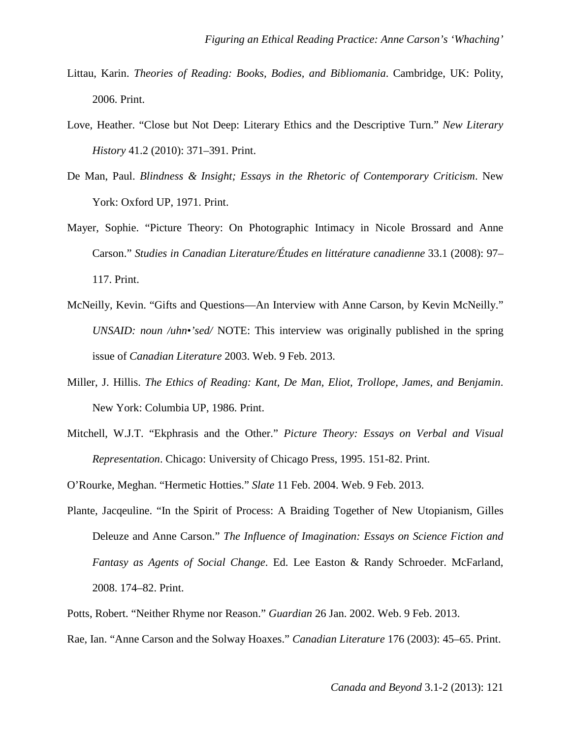Littau, Karin. *Theories of Reading: Books, Bodies, and Bibliomania*. Cambridge, UK: Polity, 2006. Print.

Love, Heather. "Close but Not Deep: Literary Ethics and the Descriptive Turn." *New Literary History* 41.2 (2010): 371–391. Print.

De Man, Paul. *Blindness & Insight; Essays in the Rhetoric of Contemporary Criticism*. New York: Oxford UP, 1971. Print.

Mayer, Sophie. "Picture Theory: On Photographic Intimacy in Nicole Brossard and Anne Carson." *Studies in Canadian Literature/Études en littérature canadienne* 33.1 (2008): 97–117. Print.

McNeilly, Kevin. "Gifts and Questions—An Interview with Anne Carson, by Kevin McNeilly." *UNSAID: noun /uhn•'sed/* NOTE: This interview was originally published in the spring issue of *Canadian Literature* 2003. Web. 9 Feb. 2013.

Miller, J. Hillis. *The Ethics of Reading: Kant, De Man, Eliot, Trollope, James, and Benjamin*. New York: Columbia UP, 1986. Print.

Mitchell, W.J.T. "Ekphrasis and the Other." *Picture Theory: Essays on Verbal and Visual Representation*. Chicago: University of Chicago Press, 1995. 151-82. Print.

O'Rourke, Meghan. "Hermetic Hotties." *Slate* 11 Feb. 2004. Web. 9 Feb. 2013.

Plante, Jacqeuline. "In the Spirit of Process: A Braiding Together of New Utopianism, Gilles Deleuze and Anne Carson." *The Influence of Imagination: Essays on Science Fiction and Fantasy as Agents of Social Change*. Ed. Lee Easton & Randy Schroeder. McFarland, 2008. 174–82. Print.

Potts, Robert. "Neither Rhyme nor Reason." *Guardian* 26 Jan. 2002. Web. 9 Feb. 2013.

Rae, Ian. "Anne Carson and the Solway Hoaxes." *Canadian Literature* 176 (2003): 45–65. Print.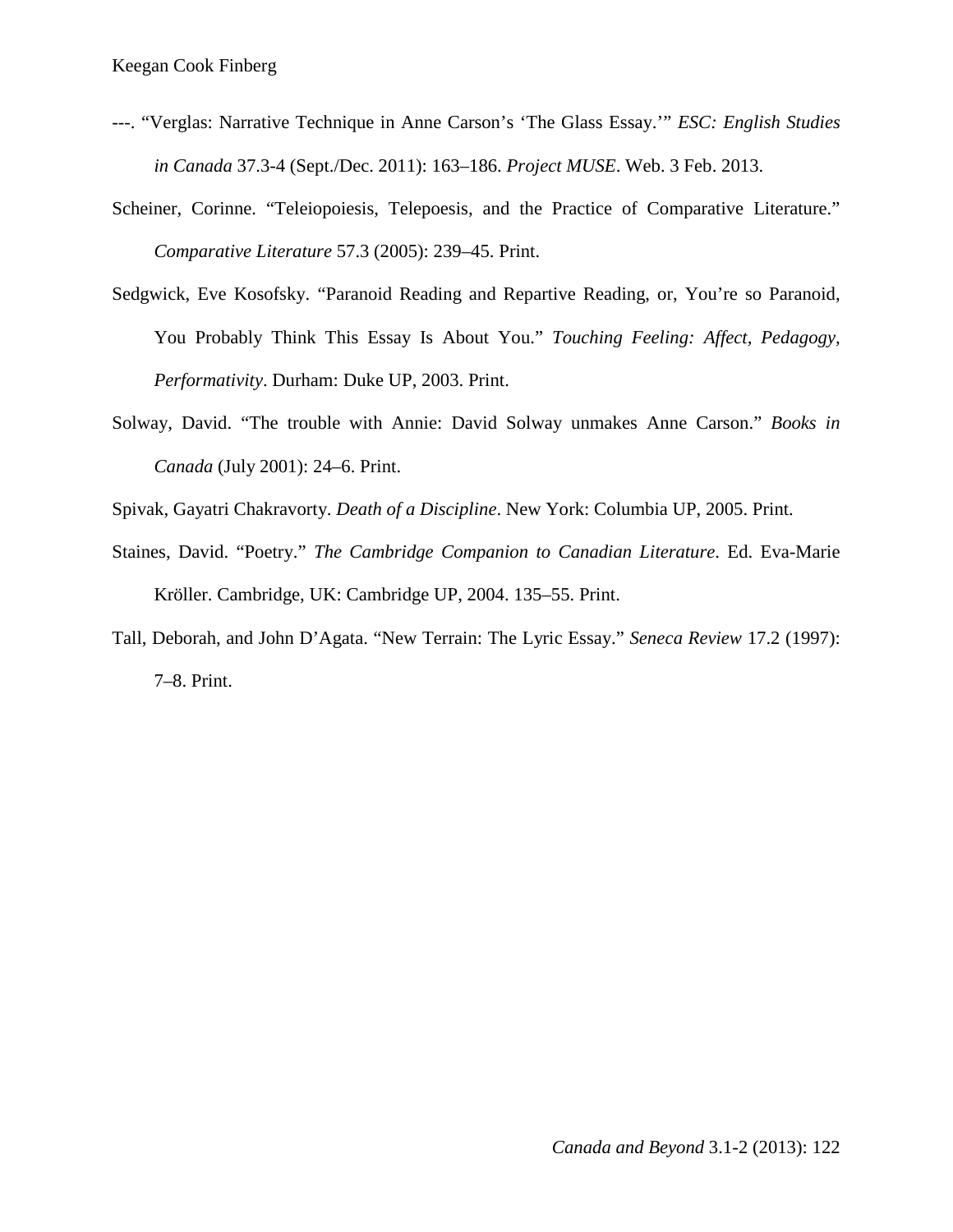---. “Verglas: Narrative Technique in Anne Carson’s ‘The Glass Essay.’” *ESC: English Studies in Canada* 37.3-4 (Sept./Dec. 2011): 163–186. *Project MUSE*. Web. 3 Feb. 2013.

Scheiner, Corinne. “Teleiopoiesis, Telepoesis, and the Practice of Comparative Literature.” *Comparative Literature* 57.3 (2005): 239–45. Print.

Sedgwick, Eve Kosofsky. “Paranoid Reading and Repartive Reading, or, You’re so Paranoid, You Probably Think This Essay Is About You.” *Touching Feeling: Affect, Pedagogy, Performativity*. Durham: Duke UP, 2003. Print.

Solway, David. “The trouble with Annie: David Solway unmakes Anne Carson.” *Books in Canada* (July 2001): 24–6. Print.

Spivak, Gayatri Chakravorty. *Death of a Discipline*. New York: Columbia UP, 2005. Print.

Staines, David. “Poetry.” *The Cambridge Companion to Canadian Literature*. Ed. Eva-Marie Kröller. Cambridge, UK: Cambridge UP, 2004. 135–55. Print.

Tall, Deborah, and John D’Agata. “New Terrain: The Lyric Essay.” *Seneca Review* 17.2 (1997): 7–8. Print.